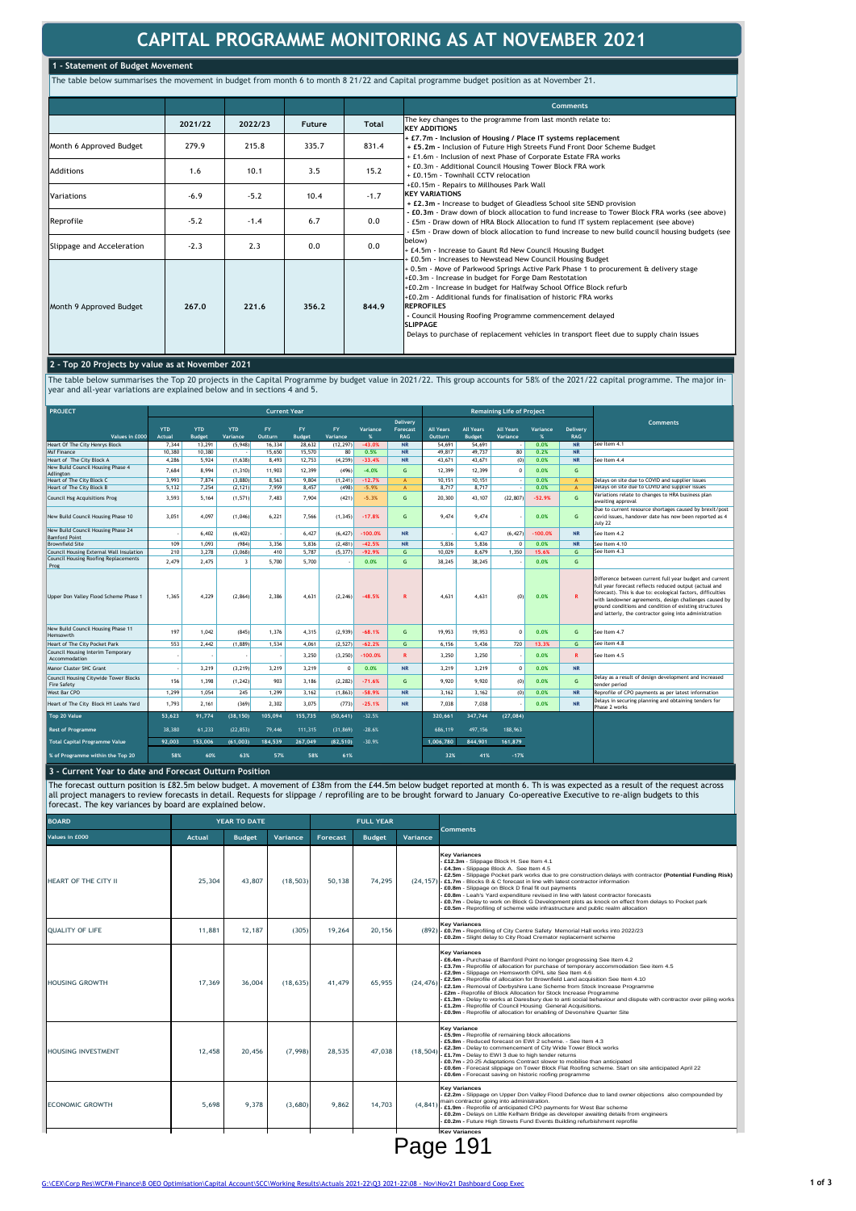# CAPITAL PROGRAMME MONITORING AS AT NOVEMBER 2021

## 1 - Statement of Budget Movement

The table below summarises the movement in budget from month 6 to month 8 21/22 and Capital programme budget position as at November 21.

| | 2021/22 | 2022/23 | Future | Total |
|---|---|---|---|---|
| Month 6 Approved Budget | 279.9 | 215.8 | 335.7 | 831.4 |
| Additions | 1.6 | 10.1 | 3.5 | 15.2 |
| Variations | -6.9 | -5.2 | 10.4 | -1.7 |
| Reprofile | -5.2 | -1.4 | 6.7 | 0.0 |
| Slippage and Acceleration | -2.3 | 2.3 | 0.0 | 0.0 |
| Month 9 Approved Budget | 267.0 | 221.6 | 356.2 | 844.9 |

**Comments**

The key changes to the programme from last month relate to:

**KEY ADDITIONS**
- **+ £7.7m - Inclusion of Housing / Place IT systems replacement**
- **+ £5.2m** - Inclusion of Future High Streets Fund Front Door Scheme Budget
- + £1.6m - Inclusion of next Phase of Corporate Estate FRA works
- + £0.3m - Additional Council Housing Tower Block FRA work
- + £0.15m - Townhall CCTV relocation
- +£0.15m - Repairs to Millhouses Park Wall

**KEY VARIATIONS**
- **+ £2.3m** - Increase to budget of Gleadless School site SEND provision
- - £0.3m - Draw down of block allocation to fund increase to Tower Block FRA works (see above)
- - £5m - Draw down of HRA Block Allocation to fund IT system replacement (see above)
- - £5m - Draw down of block allocation to fund increase to new build council housing budgets (see below)
- + £4.5m - Increase to Gaunt Rd New Council Housing Budget
- + £0.5m - Increases to Newstead New Council Housing Budget
- + 0.5m - Move of Parkwood Springs Active Park Phase 1 to procurement & delivery stage
- +£0.3m - Increase in budget for Forge Dam Restotation
- +£0.2m - Increase in budget for Halfway School Office Block refurb
- +£0.2m - Additional funds for finalisation of historic FRA works

**REPROFILES**
- - Council Housing Roofing Programme commencement delayed

**SLIPPAGE**
- Delays to purchase of replacement vehicles in transport fleet due to supply chain issues

## 2 - Top 20 Projects by value as at November 2021

The table below summarises the Top 20 projects in the Capital Programme by budget value in 2021/22. This group accounts for 58% of the 2021/22 capital programme. The major in-year and all-year variations are explained below and in sections 4 and 5.

| PROJECT | Current Year | | | | | | | | Remaining Life of Project | | | | | Comments |
|---|---|---|---|---|---|---|---|---|---|---|---|---|---|---|
| Values in £000 | YTD Actual | YTD Budget | YTD Variance | FY Outturn | FY Budget | FY Variance | Variance % | Delivery Forecast RAG | All Years Outturn | All Years Budget | All Years Variance | Variance % | Delivery RAG | |
| Heart Of The City Henrys Block | 7,344 | 13,291 | (5,948) | 16,334 | 28,632 | (12,297) | -43.0% | NR | 54,691 | 54,691 | - | 0.0% | NR | See Item 4.1 |
| M&f Finance | 10,380 | 10,380 | - | 15,650 | 15,570 | 80 | 0.5% | NR | 49,817 | 49,737 | 80 | 0.2% | NR | |
| Heart of The City Block A | 4,286 | 5,924 | (1,638) | 8,493 | 12,753 | (4,259) | -33.4% | NR | 43,671 | 43,671 | (0) | 0.0% | NR | See Item 4.4 |
| New Build Council Housing Phase 4 Adlington | 7,684 | 8,994 | (1,310) | 11,903 | 12,399 | (496) | -4.0% | G | 12,399 | 12,399 | 0 | 0.0% | G | |
| Heart of The City Block C | 3,993 | 7,874 | (3,880) | 8,563 | 9,804 | (1,241) | -12.7% | A | 10,151 | 10,151 | - | 0.0% | A | Delays on site due to COVID and supplier issues |
| Heart of The City Block B | 5,132 | 7,254 | (2,121) | 7,959 | 8,457 | (498) | -5.9% | A | 8,717 | 8,717 | - | 0.0% | A | Delays on site due to COVID and supplier issues |
| Council Hsg Acquisitions Prog | 3,593 | 5,164 | (1,571) | 7,483 | 7,904 | (421) | -5.3% | G | 20,300 | 43,107 | (22,807) | -52.9% | G | Variations relate to changes to HRA business plan awaiting approval |
| New Build Council Housing Phase 10 | 3,051 | 4,097 | (1,046) | 6,221 | 7,566 | (1,345) | -17.8% | G | 9,474 | 9,474 | - | 0.0% | G | Due to current resource shortages caused by brexit/post covid issues, handover date has now been reported as 4 July 22 |
| New Build Council Housing Phase 24 Bamford Point | - | 6,402 | (6,402) | - | 6,427 | (6,427) | -100.0% | NR | - | 6,427 | (6,427) | -100.0% | NR | See Item 4.2 |
| Brownfield Site | 109 | 1,093 | (984) | 3,356 | 5,836 | (2,481) | -42.5% | NR | 5,836 | 5,836 | 0 | 0.0% | NR | See Item 4.10 |
| Council Housing External Wall Insulation | 210 | 3,278 | (3,068) | 410 | 5,787 | (5,377) | -92.9% | G | 10,029 | 8,679 | 1,350 | 15.6% | G | See Item 4.3 |
| Council Housing Roofing Replacements Prog | 2,479 | 2,475 | 3 | 5,700 | 5,700 | - | 0.0% | G | 38,245 | 38,245 | - | 0.0% | G | |
| Upper Don Valley Flood Scheme Phase 1 | 1,365 | 4,229 | (2,864) | 2,386 | 4,631 | (2,246) | -48.5% | R | 4,631 | 4,631 | (0) | 0.0% | R | Difference between current full year budget and current full year forecast reflects reduced output (actual and forecast). This is due to: ecological factors, difficulties with landowner agreements, design challenges caused by ground conditions and condition of existing structures and latterly, the contractor going into administration |
| New Build Council Housing Phase 11 Hemsworth | 197 | 1,042 | (845) | 1,376 | 4,315 | (2,939) | -68.1% | G | 19,953 | 19,953 | 0 | 0.0% | G | See Item 4.7 |
| Heart of The City Pocket Park | 553 | 2,442 | (1,889) | 1,534 | 4,061 | (2,527) | -62.2% | G | 6,156 | 5,436 | 720 | 13.3% | G | See Item 4.8 |
| Council Housing Interim Temporary Accommodation | - | - | - | - | 3,250 | (3,250) | -100.0% | R | 3,250 | 3,250 | - | 0.0% | R | See Item 4.5 |
| Manor Cluster SHC Grant | - | 3,219 | (3,219) | 3,219 | 3,219 | 0 | 0.0% | NR | 3,219 | 3,219 | 0 | 0.0% | NR | |
| Council Housing Citywide Tower Blocks Fire Safety | 156 | 1,398 | (1,242) | 903 | 3,186 | (2,282) | -71.6% | G | 9,920 | 9,920 | (0) | 0.0% | G | Delay as a result of design development and increased tender period |
| West Bar CPO | 1,299 | 1,054 | 245 | 1,299 | 3,162 | (1,863) | -58.9% | NR | 3,162 | 3,162 | (0) | 0.0% | NR | Reprofile of CPO payments as per latest information |
| Heart of The City Block H1 Leahs Yard | 1,793 | 2,161 | (369) | 2,302 | 3,075 | (773) | -25.1% | NR | 7,038 | 7,038 | - | 0.0% | NR | Delays in securing planning and obtaining tenders for Phase 2 works |
| **Top 20 Value** | 53,623 | 91,774 | (38,150) | 105,094 | 155,735 | (50,641) | -32.5% | | 320,661 | 347,744 | (27,084) | | | |
| **Rest of Programme** | 38,380 | 61,233 | (22,853) | 79,446 | 111,315 | (31,869) | -28.6% | | 686,119 | 497,156 | 188,963 | | | |
| **Total Capital Programme Value** | 92,003 | 153,006 | (61,003) | 184,539 | 267,049 | (82,510) | -30.9% | | 1,006,780 | 844,901 | 161,879 | | | |
| **% of Programme within the Top 20** | 58% | 60% | 63% | 57% | 58% | 61% | | | 32% | 41% | -17% | | | |

## 3 - Current Year to date and Forecast Outturn Position

The forecast outturn position is £82.5m below budget. A movement of £38m from the £44.5m below budget reported at month 6. Th is was expected as a result of the request across all project managers to review forecasts in detail. Requests for slippage / reprofiling are to be brought forward to January Co-opereative Executive to re-align budgets to this forecast. The key variances by board are explained below.

| BOARD | YEAR TO DATE | | | FULL YEAR | | | Comments |
|---|---|---|---|---|---|---|---|
| Values in £000 | Actual | Budget | Variance | Forecast | Budget | Variance | |
| HEART OF THE CITY II | 25,304 | 43,807 | (18,503) | 50,138 | 74,295 | (24,157) | **Key Variances**<br>- **£12.3m** - Slippage Block H. See Item 4.1<br>- **£4.3m** - Slippage Block A. See Item 4.5<br>- **£2.5m** - Slippage Pocket park works due to pre construction delays with contractor **(Potential Funding Risk)**<br>- **£1.7m** - Blocks B & C forecast in line with latest contractor information<br>- **£0.8m** - Slippage on Block D final fit out payments<br>- **£0.8m** - Leah's Yard expenditure revised in line with latest contractor forecasts<br>- **£0.7m** - Delay to work on Block G Development plots as knock on effect from delays to Pocket park<br>- **£0.5m** - Reprofiling of scheme wide infrastructure and public realm allocation |
| QUALITY OF LIFE | 11,881 | 12,187 | (305) | 19,264 | 20,156 | (892) | **Key Variances**<br>- **£0.7m** - Reprofiling of City Centre Safety Memorial Hall works into 2022/23<br>- **£0.2m** - Slight delay to City Road Cremator replacement scheme |
| HOUSING GROWTH | 17,369 | 36,004 | (18,635) | 41,479 | 65,955 | (24,476) | **Key Variances**<br>- **£6.4m** - Purchase of Bamford Point no longer progressing See Item 4.2<br>- **£3.7m** - Reprofile of allocation for purchase of temporary accommodation See Item 4.5<br>- **£2.9m** - Slippage on Hemsworth OPIL site See Item 4.6<br>- **£2.5m** - Reprofile of allocation for Brownfield Land acquisition See Item 4.10<br>- **£2.1m** - Removal of Derbyshire Lane Scheme from Stock Increase Programme<br>- **£2m** - Reprofile of Block Allocation for Stock Increase Programme<br>- **£1.3m** - Delay to works at Daresbury due to anti social behaviour and dispute with contractor over piling works<br>- **£1.2m** - Reprofile of Council Housing General Acquisitions.<br>- **£0.9m** - Reprofile of allocation for enabling of Devonshire Quarter Site |
| HOUSING INVESTMENT | 12,458 | 20,456 | (7,998) | 28,535 | 47,038 | (18,504) | **Key Variance**<br>- **£5.9m** - Reprofile of remaining block allocations<br>- **£5.8m** - Reduced forecast on EWI 2 scheme. - See Item 4.3<br>- **£2.3m** - Delay to commencement of City Wide Tower Block works<br>- **£1.7m** - Delay to EWI 3 due to high tender returns<br>- **£0.7m** - 20-25 Adaptations Contract slower to mobilise than anticipated<br>- **£0.6m** - Forecast slippage on Tower Block Flat Roofing scheme. Start on site anticipated April 22<br>- **£0.6m** - Forecast saving on historic roofing programme |
| ECONOMIC GROWTH | 5,698 | 9,378 | (3,680) | 9,862 | 14,703 | (4,841) | **Key Variances**<br>- **£2.2m** - Slippage on Upper Don Valley Flood Defence due to land owner objections also compounded by main contractor going into administration.<br>- **£1.9m** - Reprofile of anticipated CPO payments for West Bar scheme<br>- **£0.2m** - Delays on Little Kelham Bridge as developer awaiting details from engineers<br>- **£0.2m** - Future High Streets Fund Events Building refurbishment reprofile |
| | | | | | | | **Key Variances** |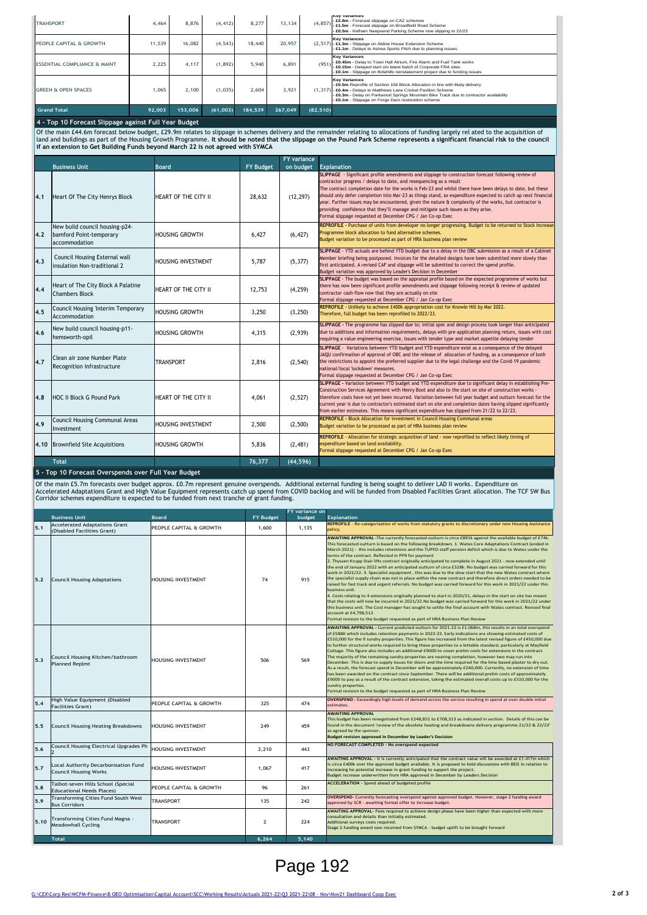| | | | | | | | |
|---|---|---|---|---|---|---|---|
| TRANSPORT | 4,464 | 8,876 | (4,412) | 8,277 | 13,134 | (4,857) | **Key Variances** - **£2.8m** - Forecast slippage on CAZ schemes - **£1.5m** - Forecast slippage on Broadfield Road Scheme - **£0.5m** - Kelham Neepsend Parking Scheme now slipping to 22/23 |
| PEOPLE CAPITAL & GROWTH | 11,539 | 16,082 | (4,543) | 18,440 | 20,957 | (2,517) | **Key Variances** - **£1.3m** - Slippage on Aldine House Extension Scheme - **£1.1m** - Delays to Astrea Sports Pitch due to planning issues |
| ESSENTIAL COMPLIANCE & MAINT | 2,225 | 4,117 | (1,892) | 5,940 | 6,891 | (951) | **Key Variances** - **£0.45m** - Delay to Town Hall Atrium, Fire Alarm and Fuel Tank works - **£0.15m** - Delayed start on latest batch of Corporate FRA sites - **£0.1m** - Slippage on Bolehills reinstatement project due to funding issues |
| GREEN & OPEN SPACES | 1,065 | 2,100 | (1,035) | 2,604 | 3,921 | (1,317) | **Key Variances** - **£0.5m** Reprofile of Section 106 Block Allocation in line with likely delivery - **£0.4m** - Delays to Matthews Lane Cricket Pavilion Scheme - **£0.3m** - Delay on Parkwood Springs Mountain Bike Track due to contractor availability - **£0.1m** - Slippage on Forge Dam restoration scheme |
| **Grand Total** | **92,003** | **153,006** | **(61,003)** | **184,539** | **267,049** | **(82,510)** | |

## 4 - Top 10 Forecast Slippage against Full Year Budget

Of the main £44.6m forecast below budget, £29.9m relates to slippage in schemes delivery and the remainder relating to allocations of funding largely rel ated to the acquisition of land and buildings as part of the Housing Growth Programme. **It should be noted that the slippage on the Pound Park Scheme represents a significant financial risk to the council if an extension to Get Building Funds beyond March 22 is not agreed with SYMCA**

| | Business Unit | Board | FY Budget | FY variance on budget | Explanation |
|---|---|---|---|---|---|
| 4.1 | Heart Of The City Henrys Block | HEART OF THE CITY II | 28,632 | (12,297) | **SLIPPAGE** - Significant profile amendments and slippage to construction forecast following review of contractor progress / delays to date, and resequencing as a result. The contract completion date for the works is Feb-23 and whilst there have been delays to date, but these should only defer completion into Mar-23 as things stand, so expenditure expected to catch up next financial year. Further issues may be encountered, given the nature & complexity of the works, but contractor is providing confidence that they'll manage and mitigate such issues as they arise. Formal slippage requested at December CPG / Jan Co-op Exec |
| 4.2 | New build council housing-p24-bamford Point-temporary accommodation | HOUSING GROWTH | 6,427 | (6,427) | **REPROFILE** - Purchase of units from developer no longer progressing. Budget to be returned to Stock Increase Programme block allocation to fund alternative schemes. Budget variation to be processed as part of HRA business plan review |
| 4.3 | Council Housing External wall insulation Non-traditional 2 | HOUSING INVESTMENT | 5,787 | (5,377) | **SLIPPAGE** - YTD actuals are behind YTD budget due to a delay in the OBC submission as a result of a Cabinet Member briefing being postponed. Invoices for the detailed designs have been submitted more slowly than first anticipated. A revised CAF and slippage will be submitted to correct the spend profile. Budget variation was approved by Leader's Decision in December |
| 4.4 | Heart of The City Block A Palatine Chambers Block | HEART OF THE CITY II | 12,753 | (4,259) | **SLIPPAGE** - The budget was based on the appraisal profile based on the expected programme of works but there has now been significant profile amendments and slippage following receipt & review of updated contractor cash-flow now that they are actually on site. Formal slippage requested at December CPG / Jan Co-op Exec |
| 4.5 | Council Housing 'Interim Temporary Accommodation | HOUSING GROWTH | 3,250 | (3,250) | **REPROFILE** - Unlikely to achieve £400k appropriation cost for Knowle Hill by Mar 2022. Therefore, full budget has been reprofiled to 2022/23. |
| 4.6 | New build council housing-p11-hemsworth-opil | HOUSING GROWTH | 4,315 | (2,939) | **SLIPPAGE** - The programme has slipped due to; initial spec and design process took longer than anticipated due to additions and information requirements, delays with pre-application planning return, issues with cost requiring a value engineering exercise, issues with tender type and market appetite delaying tender |
| 4.7 | Clean air zone Number Plate Recognition Infrastructure | TRANSPORT | 2,816 | (2,540) | **SLIPPAGE** - Variations between YTD budget and YTD expenditure exist as a consequence of the delayed JAQU confirmation of approval of OBC and the release of allocation of funding, as a consequence of both the restrictions to appoint the preferred supplier due to the legal challenge and the Covid-19 pandemic national/local 'lockdown' measures. Formal slippage requested at December CPG / Jan Co-op Exec |
| 4.8 | HOC II Block G Pound Park | HEART OF THE CITY II | 4,061 | (2,527) | **SLIPPAGE** - Variation between YTD budget and YTD expenditure due to significant delay in establishing Pre-Construction Services Agreement with Henry Boot and also to the start on site of construction works - therefore costs have not yet been incurred. Variation between full year budget and outturn forecast for the current year is due to contractor's estimated start on site and completion dates having slipped significantly from earlier estimates. This means significant expenditure has slipped from 21/22 to 22/23. |
| 4.9 | Council Housing Communal Areas Investment | HOUSING INVESTMENT | 2,500 | (2,500) | **REPROFILE** - Block Allocation for investment in Council Housing Communal areas. Budget variation to be processed as part of HRA business plan review |
| 4.10 | Brownfield Site Acquisitions | HOUSING GROWTH | 5,836 | (2,481) | **REPROFILE** - Allocation for strategic acquisition of land - now reprofiled to reflect likely timing of expenditure based on land availability. Formal slippage requested at December CPG / Jan Co-op Exec |
| | **Total** | | **76,377** | **(44,596)** | |

## 5 - Top 10 Forecast Overspends over Full Year Budget

Of the main £5.7m forecasts over budget approx. £0.7m represent genuine overspends. Additional external funding is being sought to deliver LAD II works. Expenditure on Accelerated Adaptations Grant and High Value Equipment represents catch up spend from COVID backlog and will be funded from Disabled Facilities Grant allocation. The TCF SW Bus Corridor schemes expenditure is expected to be funded from next tranche of grant funding.

| | Business Unit | Board | FY Budget | FY variance on budget | Explanation |
|---|---|---|---|---|---|
| 5.1 | Accelerated Adaptations Grant (Disabled Facilities Grant) | PEOPLE CAPITAL & GROWTH | 1,600 | 1,135 | **REPROFILE** - Re-categorisation of works from statutory grants to discretionary under new Housing Assistance policy. |
| 5.2 | Council Housing Adaptations | HOUSING INVESTMENT | 74 | 915 | **AWAITING APPROVAL** -The currently forecasted outturn is circa £891k against the available budget of £74k. This forecasted outturn is based on the following breakdown. 1. Wates Core Adaptations Contract (ended in March 2021) - this includes retentions and the TUPED staff pension deficit which is due to Wates under the terms of the contract. Reflected in PPR for payment 2. Thyssen Krupp Stair lifts contract originally anticipated to complete in August 2021 - now extended until the end of January 2022 with an anticipated outturn of circa £328k. No budget was carried forward for this work in 2021/22. 3. Specialist equipment , this was due to the slow start that the new Wates contract where the specialist supply chain was not in place within the new contract and therefore direct orders needed to be raised for fast track and urgent referrals. No budget was carried forward for this work in 2021/22 under this business unit. 4. Costs relating to 4 extensions originally planned to start in 2020/21, delays in the start on site has meant that the costs will now be incurred in 2021/22.No budget was carried forward for this work in 2021/22 under this business unit. The Cost manager has sought to settle the final account with Wates contract. Revised final account at £4,798,512. Formal revision to the budget requested as part of HRA Business Plan Review |
| 5.3 | Council Housing Kitchen/bathroom Planned Replmt | HOUSING INVESTMENT | 506 | 569 | **AWAITING APPROVAL** - Current predicted outturn for 2021-22 is £1.068m, this results in an total overspend of £588K which includes retention payments in 2022-23. Early indications are showing estimated costs of £510,000 for the 9 sundry properties. This figure has increased from the latest revised figure of £450,000 due to further structural works required to bring these properties to a lettable standard, particularly at Mayfield Cottage. This figure also includes an additional £9000 to cover prelim costs for extensions in the contract. The majority of the remaining sundry properties are nearing completion, however two may run into December. This is due to supply issues for doors and the time required for the lime based plaster to dry out. As a result, the forecast spend in December will be approximately £240,000. Currently, no extension of time has been awarded on the contract since September. There will be additional prelim costs of approximately £9000 to pay as a result of the contract extension, taking the estimated overall costs up to £510,000 for the sundry properties. Formal revision to the budget requested as part of HRA Business Plan Review |
| 5.4 | High Value Equipment (Disabled Facilities Grant) | PEOPLE CAPITAL & GROWTH | 325 | 474 | **OVERSPEND** - Exceedingly high levels of demand across the service resulting in spend at over double initial estimates. |
| 5.5 | Council Housing Heating Breakdowns | HOUSING INVESTMENT | 249 | 459 | **AWAITING APPROVAL** This budget has been renegotiated from £248,851 to £708,313 as indicated in section. Details of this can be found in the document 'review of the obsolete heating and breakdowns delivery programme 21/22 & 22/23' as agreed by the sponsor. **Budget revision approved in December by Leader's Decision** |
| 5.6 | Council Housing Electrical Upgrades Ph 2 | HOUSING INVESTMENT | 2,210 | 443 | **NO FORECAST COMPLETED - No overspend expected** |
| 5.7 | Local Authority Decarbonisation Fund Council Housing Works | HOUSING INVESTMENT | 1,067 | 417 | **AWAITING APPROVAL** - It is currently anticipated that the contract value will be awarded at £1.417m which is circa £400k over the approved budget available. It is proposed to hold discussions with BEIS in relation to increasing he potential increase in grant funding to support the project. Budget increase underwritten from HRA approved in December by Leaders Decision |
| 5.8 | Talbot-seven Hills School (Special Educational Needs Places) | PEOPLE CAPITAL & GROWTH | 96 | 261 | **ACCELERATION** - Spend ahead of budgeted profile |
| 5.9 | Transforming Cities Fund South West Bus Corridors | TRANSPORT | 135 | 242 | **OVERSPEND**- Currently forecasting overspend against approved budget. However, stage 2 funding award approved by SCR - awaiting formal offer to increase budget. |
| 5.10 | Transforming Cities Fund Magna - Meadowhall Cycling | TRANSPORT | 2 | 224 | **AWAITING APPROVAL**- Fees required to achieve design phase have been higher than expected with more consultation and details than initially estimated. Additional surveys costs required. Stage 2 funding award now received from SYMCA - budget uplift to be brought forward |
| | **Total** | | **6,264** | **5,140** | |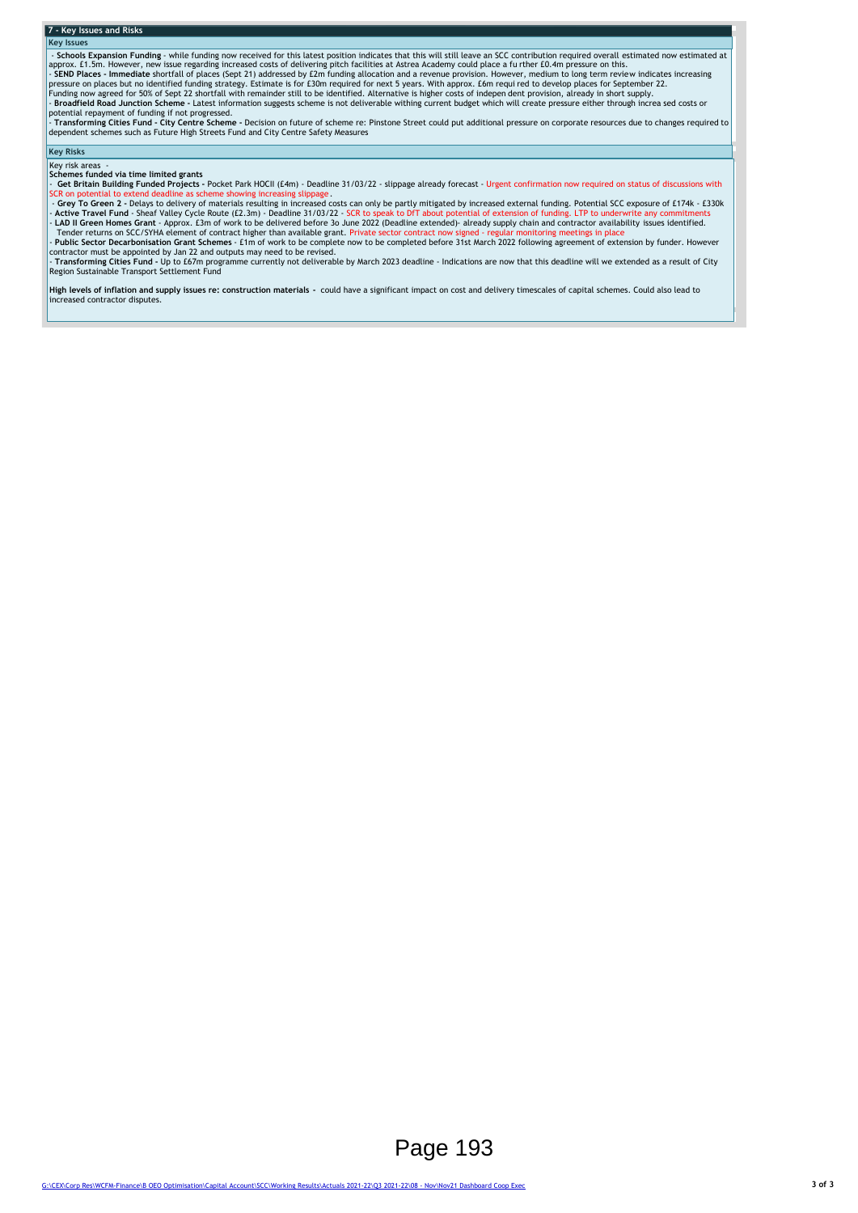## 7 - Key Issues and Risks

### Key Issues

- **Schools Expansion Funding** - while funding now received for this latest position indicates that this will still leave an SCC contribution required overall estimated now estimated at approx. £1.5m. However, new issue regarding increased costs of delivering pitch facilities at Astrea Academy could place a fu rther £0.4m pressure on this.
- **SEND Places - Immediate** shortfall of places (Sept 21) addressed by £2m funding allocation and a revenue provision. However, medium to long term review indicates increasing pressure on places but no identified funding strategy. Estimate is for £30m required for next 5 years. With approx. £6m requi red to develop places for September 22.
Funding now agreed for 50% of Sept 22 shortfall with remainder still to be identified. Alternative is higher costs of indepen dent provision, already in short supply.
- **Broadfield Road Junction Scheme -** Latest information suggests scheme is not deliverable withing current budget which will create pressure either through increa sed costs or potential repayment of funding if not progressed.
- **Transforming Cities Fund - City Centre Scheme -** Decision on future of scheme re: Pinstone Street could put additional pressure on corporate resources due to changes required to dependent schemes such as Future High Streets Fund and City Centre Safety Measures

### Key Risks

Key risk areas -

**Schemes funded via time limited grants**

- **Get Britain Building Funded Projects -** Pocket Park HOCII (£4m) - Deadline 31/03/22 - slippage already forecast - Urgent confirmation now required on status of discussions with SCR on potential to extend deadline as scheme showing increasing slippage.
- **Grey To Green 2 -** Delays to delivery of materials resulting in increased costs can only be partly mitigated by increased external funding. Potential SCC exposure of £174k - £330k
- **Active Travel Fund** - Sheaf Valley Cycle Route (£2.3m) - Deadline 31/03/22 - SCR to speak to DfT about potential of extension of funding. LTP to underwrite any commitments
- **LAD II Green Homes Grant** - Approx. £3m of work to be delivered before 3o June 2022 (Deadline extended)- already supply chain and contractor availability issues identified. Tender returns on SCC/SYHA element of contract higher than available grant. Private sector contract now signed - regular monitoring meetings in place
- **Public Sector Decarbonisation Grant Schemes** - £1m of work to be complete now to be completed before 31st March 2022 following agreement of extension by funder. However contractor must be appointed by Jan 22 and outputs may need to be revised.
- **Transforming Cities Fund -** Up to £67m programme currently not deliverable by March 2023 deadline - Indications are now that this deadline will we extended as a result of City Region Sustainable Transport Settlement Fund

**High levels of inflation and supply issues re: construction materials -** could have a significant impact on cost and delivery timescales of capital schemes. Could also lead to increased contractor disputes.